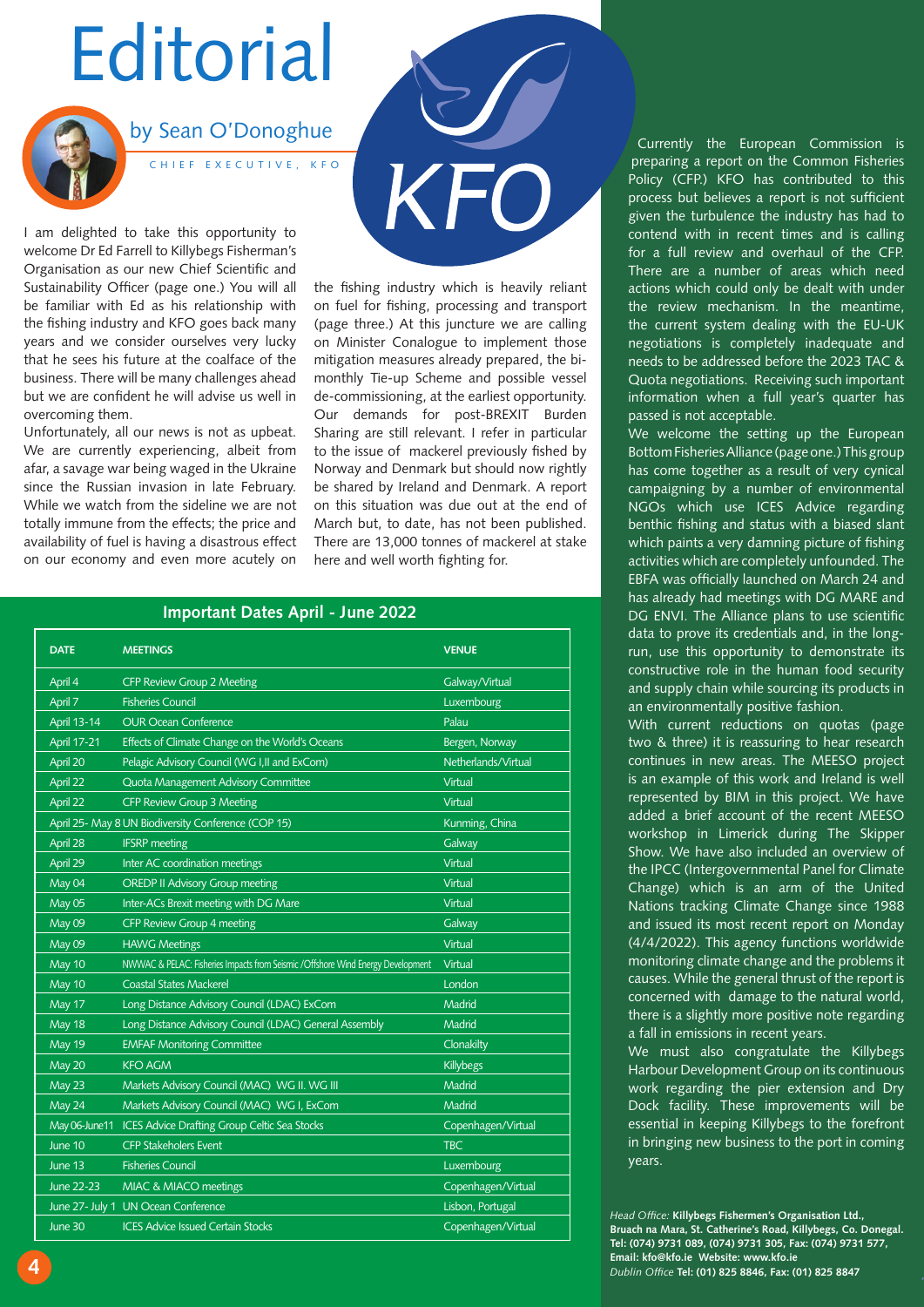# Editorial

## by Sean O'Donoghue

CHIEF EXECUTIVE, KFO

I am delighted to take this opportunity to welcome Dr Ed Farrell to Killybegs Fisherman's Organisation as our new Chief Scientific and Sustainability Officer (page one.) You will all be familiar with Ed as his relationship with the fishing industry and KFO goes back many years and we consider ourselves very lucky that he sees his future at the coalface of the business. There will be many challenges ahead but we are confident he will advise us well in overcoming them.

Unfortunately, all our news is not as upbeat. We are currently experiencing, albeit from afar, a savage war being waged in the Ukraine since the Russian invasion in late February. While we watch from the sideline we are not totally immune from the effects; the price and availability of fuel is having a disastrous effect on our economy and even more acutely on the fishing industry which is heavily reliant on fuel for fishing, processing and transport (page three.) At this juncture we are calling on Minister Conalogue to implement those mitigation measures already prepared, the bi-monthly Tie-up Scheme and possible vessel de-commissioning, at the earliest opportunity. Our demands for post-BREXIT Burden Sharing are still relevant. I refer in particular to the issue of mackerel previously fished by Norway and Denmark but should now rightly be shared by Ireland and Denmark. A report on this situation was due out at the end of March but, to date, has not been published. There are 13,000 tonnes of mackerel at stake here and well worth fighting for.

Currently the European Commission is preparing a report on the Common Fisheries Policy (CFP.) KFO has contributed to this process but believes a report is not sufficient given the turbulence the industry has had to contend with in recent times and is calling for a full review and overhaul of the CFP. There are a number of areas which need actions which could only be dealt with under the review mechanism. In the meantime, the current system dealing with the EU-UK negotiations is completely inadequate and needs to be addressed before the 2023 TAC & Quota negotiations. Receiving such important information when a full year's quarter has passed is not acceptable.

We welcome the setting up the European Bottom Fisheries Alliance (page one.) This group has come together as a result of very cynical campaigning by a number of environmental NGOs which use ICES Advice regarding benthic fishing and status with a biased slant which paints a very damning picture of fishing activities which are completely unfounded. The EBFA was officially launched on March 24 and has already had meetings with DG MARE and DG ENVI. The Alliance plans to use scientific data to prove its credentials and, in the long-run, use this opportunity to demonstrate its constructive role in the human food security and supply chain while sourcing its products in an environmentally positive fashion.

With current reductions on quotas (page two & three) it is reassuring to hear research continues in new areas. The MEESO project is an example of this work and Ireland is well represented by BIM in this project. We have added a brief account of the recent MEESO workshop in Limerick during The Skipper Show. We have also included an overview of the IPCC (Intergovernmental Panel for Climate Change) which is an arm of the United Nations tracking Climate Change since 1988 and issued its most recent report on Monday (4/4/2022). This agency functions worldwide monitoring climate change and the problems it causes. While the general thrust of the report is concerned with damage to the natural world, there is a slightly more positive note regarding a fall in emissions in recent years.

We must also congratulate the Killybegs Harbour Development Group on its continuous work regarding the pier extension and Dry Dock facility. These improvements will be essential in keeping Killybegs to the forefront in bringing new business to the port in coming years.

## Important Dates April - June 2022

| DATE | MEETINGS | VENUE |
|---|---|---|
| April 4 | CFP Review Group 2 Meeting | Galway/Virtual |
| April 7 | Fisheries Council | Luxembourg |
| April 13-14 | OUR Ocean Conference | Palau |
| April 17-21 | Effects of Climate Change on the World's Oceans | Bergen, Norway |
| April 20 | Pelagic Advisory Council (PAC and ExCom) | Netherlands/Virtual |
| April 22 | Quota Management Advisory Committee | Virtual |
| April 22 | CFP Review Group 3 Meeting | Virtual |
| April 25- May 8 | UN Biodiversity Conference (COP 15) | Kunming, China |
| April 28 | IFSRP meeting | Galway |
| April 29 | Inter AC coordination meetings | Virtual |
| May 04 | OREDP II Advisory Group meeting | Virtual |
| May 05 | Inter-ACs Brexit meeting with DG Mare | Virtual |
| May 09 | CFP Review Group 4 meeting | Galway |
| May 09 | HAWG Meetings | Virtual |
| May 10 | NWWAC & PELAC: Fisheries Impacts from Seismic /Offshore Wind Energy Development | Virtual |
| May 10 | Coastal States Mackerel | London |
| May 17 | Long Distance Advisory Council (LDAC) ExCom | Madrid |
| May 18 | Long Distance Advisory Council (LDAC) General Assembly | Madrid |
| May 19 | EMFAF Monitoring Committee | Clonakilty |
| May 20 | KFO AGM | Killybegs |
| May 23 | Markets Advisory Council (MAC) WG II. WG III | Madrid |
| May 24 | Markets Advisory Council (MAC) WG I, ExCom | Madrid |
| May 06-June11 | ICES Advice Drafting Group Celtic Sea Stocks | Copenhagen/Virtual |
| June 10 | CFP Stakeholers Event | TBC |
| June 13 | Fisheries Council | Luxembourg |
| June 22-23 | MIAC & MIACO meetings | Copenhagen/Virtual |
| June 27- July 1 | UN Ocean Conference | Lisbon, Portugal |
| June 30 | ICES Advice Issued Certain Stocks | Copenhagen/Virtual |

*Head Office:* **Killybegs Fishermen's Organisation Ltd., Bruach na Mara, St. Catherine's Road, Killybegs, Co. Donegal. Tel: (074) 9731 089, (074) 9731 305, Fax: (074) 9731 577, Email: kfo@kfo.ie Website: www.kfo.ie**
*Dublin Office* **Tel: (01) 825 8846, Fax: (01) 825 8847**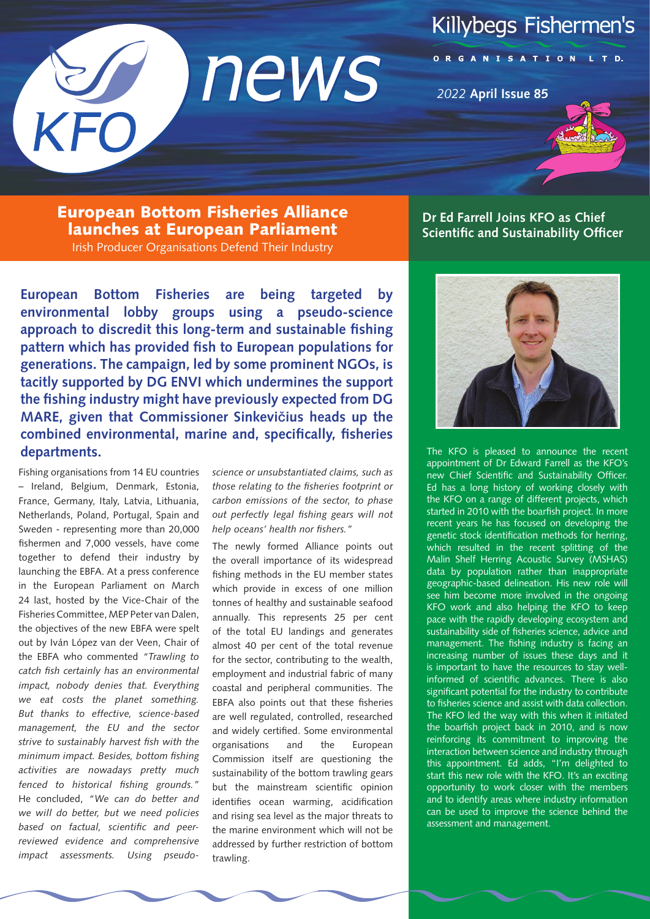# KFO news

Killybegs Fishermen's Organisation Ltd.

*2022* **April Issue 85**

## European Bottom Fisheries Alliance launches at European Parliament

Irish Producer Organisations Defend Their Industry

**European Bottom Fisheries are being targeted by environmental lobby groups using a pseudo-science approach to discredit this long-term and sustainable fishing pattern which has provided fish to European populations for generations. The campaign, led by some prominent NGOs, is tacitly supported by DG ENVI which undermines the support the fishing industry might have previously expected from DG MARE, given that Commissioner Sinkevičius heads up the combined environmental, marine and, specifically, fisheries departments.**

Fishing organisations from 14 EU countries – Ireland, Belgium, Denmark, Estonia, France, Germany, Italy, Latvia, Lithuania, Netherlands, Poland, Portugal, Spain and Sweden - representing more than 20,000 fishermen and 7,000 vessels, have come together to defend their industry by launching the EBFA. At a press conference in the European Parliament on March 24 last, hosted by the Vice-Chair of the Fisheries Committee, MEP Peter van Dalen, the objectives of the new EBFA were spelt out by Iván López van der Veen, Chair of the EBFA who commented *"Trawling to catch fish certainly has an environmental impact, nobody denies that. Everything we eat costs the planet something. But thanks to effective, science-based management, the EU and the sector strive to sustainably harvest fish with the minimum impact. Besides, bottom fishing activities are nowadays pretty much fenced to historical fishing grounds."* He concluded, *"We can do better and we will do better, but we need policies based on factual, scientific and peer-reviewed evidence and comprehensive impact assessments. Using pseudo-science or unsubstantiated claims, such as those relating to the fisheries footprint or carbon emissions of the sector, to phase out perfectly legal fishing gears will not help oceans' health nor fishers."*

The newly formed Alliance points out the overall importance of its widespread fishing methods in the EU member states which provide in excess of one million tonnes of healthy and sustainable seafood annually. This represents 25 per cent of the total EU landings and generates almost 40 per cent of the total revenue for the sector, contributing to the wealth, employment and industrial fabric of many coastal and peripheral communities. The EBFA also points out that these fisheries are well regulated, controlled, researched and widely certified. Some environmental organisations and the European Commission itself are questioning the sustainability of the bottom trawling gears but the mainstream scientific opinion identifies ocean warming, acidification and rising sea level as the major threats to the marine environment which will not be addressed by further restriction of bottom trawling.

## Dr Ed Farrell Joins KFO as Chief Scientific and Sustainability Officer

The KFO is pleased to announce the recent appointment of Dr Edward Farrell as the KFO's new Chief Scientific and Sustainability Officer. Ed has a long history of working closely with the KFO on a range of different projects, which started in 2010 with the boarfish project. In more recent years he has focused on developing the genetic stock identification methods for herring, which resulted in the recent splitting of the Malin Shelf Herring Acoustic Survey (MSHAS) data by population rather than inappropriate geographic-based delineation. His new role will see him become more involved in the ongoing KFO work and also helping the KFO to keep pace with the rapidly developing ecosystem and sustainability side of fisheries science, advice and management. The fishing industry is facing an increasing number of issues these days and it is important to have the resources to stay well-informed of scientific advances. There is also significant potential for the industry to contribute to fisheries science and assist with data collection. The KFO led the way with this when it initiated the boarfish project back in 2010, and is now reinforcing its commitment to improving the interaction between science and industry through this appointment. Ed adds, "I'm delighted to start this new role with the KFO. It's an exciting opportunity to work closer with the members and to identify areas where industry information can be used to improve the science behind the assessment and management.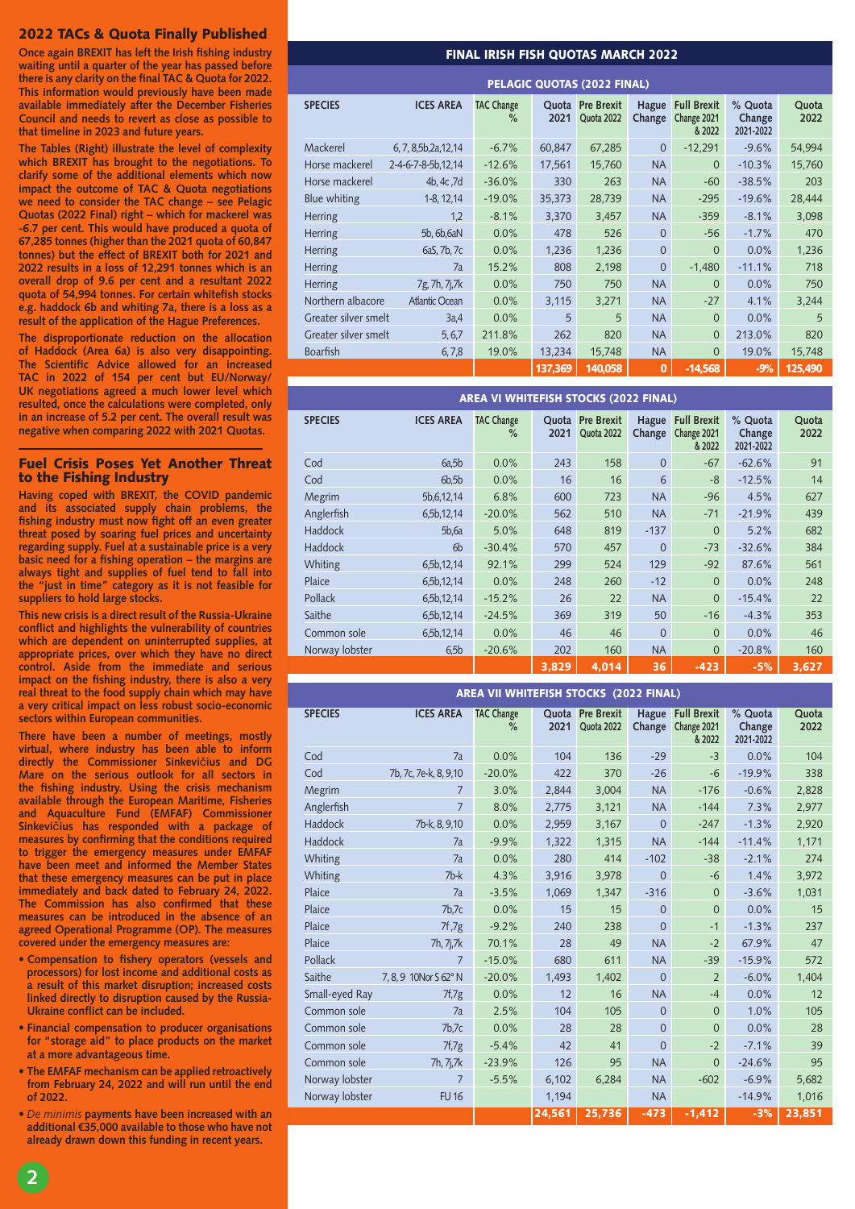## 2022 TACs & Quota Finally Published

**Once again BREXIT has left the Irish fishing industry waiting until a quarter of the year has passed before there is any clarity on the final TAC & Quota for 2022. This information would previously have been made available immediately after the December Fisheries Council and needs to revert as close as possible to that timeline in 2023 and future years.**

**The Tables (Right) illustrate the level of complexity which BREXIT has brought to the negotiations. To clarify some of the additional elements which now impact the outcome of TAC & Quota negotiations we need to consider the TAC change – see Pelagic Quotas (2022 Final) right – which for mackerel was -6.7 per cent. This would have produced a quota of 67,285 tonnes (higher than the 2021 quota of 60,847 tonnes) but the effect of BREXIT both for 2021 and 2022 results in a loss of 12,291 tonnes which is an overall drop of 9.6 per cent and a resultant 2022 quota of 54,994 tonnes. For certain whitefish stocks e.g. haddock 6b and whiting 7a, there is a loss as a result of the application of the Hague Preferences.**

**The disproportionate reduction on the allocation of Haddock (Area 6a) is also very disappointing. The Scientific Advice allowed for an increased TAC in 2022 of 154 per cent but EU/Norway/UK negotiations agreed a much lower level which resulted, once the calculations were completed, only in an increase of 5.2 per cent. The overall result was negative when comparing 2022 with 2021 Quotas.**

## Fuel Crisis Poses Yet Another Threat to the Fishing Industry

**Having coped with BREXIT, the COVID pandemic and its associated supply chain problems, the fishing industry must now fight off an even greater threat posed by soaring fuel prices and uncertainty regarding supply. Fuel at a sustainable price is a very basic need for a fishing operation – the margins are always tight and supplies of fuel tend to fall into the "just in time" category as it is not feasible for suppliers to hold large stocks.**

**This new crisis is a direct result of the Russia-Ukraine conflict and highlights the vulnerability of countries which are dependent on uninterrupted supplies, at appropriate prices, over which they have no direct control. Aside from the immediate and serious impact on the fishing industry, there is also a very real threat to the food supply chain which may have a very critical impact on less robust socio-economic sectors within European communities.**

**There have been a number of meetings, mostly virtual, where industry has been able to inform directly the Commissioner Sinkevičius and DG Mare on the serious outlook for all sectors in the fishing industry. Using the crisis mechanism available through the European Maritime, Fisheries and Aquaculture Fund (EMFAF) Commissioner Sinkevičius has responded with a package of measures by confirming that the conditions required to trigger the emergency measures under EMFAF have been meet and informed the Member States that these emergency measures can be put in place immediately and back dated to February 24, 2022. The Commission has also confirmed that these measures can be introduced in the absence of an agreed Operational Programme (OP). The measures covered under the emergency measures are:**

- **Compensation to fishery operators (vessels and processors) for lost income and additional costs as a result of this market disruption; increased costs linked directly to disruption caused by the Russia-Ukraine conflict can be included.**
- **Financial compensation to producer organisations for "storage aid" to place products on the market at a more advantageous time.**
- **The EMFAF mechanism can be applied retroactively from February 24, 2022 and will run until the end of 2022.**
- ***De minimis* payments have been increased with an additional €35,000 available to those who have not already drawn down this funding in recent years.**

## FINAL IRISH FISH QUOTAS MARCH 2022

### PELAGIC QUOTAS (2022 FINAL)

| SPECIES | ICES AREA | TAC Change % | Quota 2021 | Pre Brexit Quota 2022 | Hague Change | Full Brexit Change 2021 & 2022 | % Quota Change 2021-2022 | Quota 2022 |
|---|---|---|---|---|---|---|---|---|
| Mackerel | 6, 7, 8,5b,2a,12,14 | -6.7% | 60,847 | 67,285 | 0 | -12,291 | -9.6% | 54,994 |
| Horse mackerel | 2-4-6-7-8-5b,12,14 | -12.6% | 17,561 | 15,760 | NA | 0 | -10.3% | 15,760 |
| Horse mackerel | 4b, 4c ,7d | -36.0% | 330 | 263 | NA | -60 | -38.5% | 203 |
| Blue whiting | 1-8, 12,14 | -19.0% | 35,373 | 28,739 | NA | -295 | -19.6% | 28,444 |
| Herring | 1,2 | -8.1% | 3,370 | 3,457 | NA | -359 | -8.1% | 3,098 |
| Herring | 5b, 6b,6aN | 0.0% | 478 | 526 | 0 | -56 | -1.7% | 470 |
| Herring | 6aS, 7b, 7c | 0.0% | 1,236 | 1,236 | 0 | 0 | 0.0% | 1,236 |
| Herring | 7a | 15.2% | 808 | 2,198 | 0 | -1,480 | -11.1% | 718 |
| Herring | 7g, 7h, 7j,7k | 0.0% | 750 | 750 | NA | 0 | 0.0% | 750 |
| Northern albacore | Atlantic Ocean | 0.0% | 3,115 | 3,271 | NA | -27 | 4.1% | 3,244 |
| Greater silver smelt | 3a,4 | 0.0% | 5 | 5 | NA | 0 | 0.0% | 5 |
| Greater silver smelt | 5,6,7 | 211.8% | 262 | 820 | NA | 0 | 213.0% | 820 |
| Boarfish | 6,7,8 | 19.0% | 13,234 | 15,748 | NA | 0 | 19.0% | 15,748 |
| | | | **137,369** | **140,058** | **0** | **-14,568** | **-9%** | **125,490** |

### AREA VI WHITEFISH STOCKS (2022 FINAL)

| SPECIES | ICES AREA | TAC Change % | Quota 2021 | Pre Brexit Quota 2022 | Hague Change | Full Brexit Change 2021 & 2022 | % Quota Change 2021-2022 | Quota 2022 |
|---|---|---|---|---|---|---|---|---|
| Cod | 6a,5b | 0.0% | 243 | 158 | 0 | -67 | -62.6% | 91 |
| Cod | 6b,5b | 0.0% | 16 | 16 | 6 | -8 | -12.5% | 14 |
| Megrim | 5b,6,12,14 | 6.8% | 600 | 723 | NA | -96 | 4.5% | 627 |
| Anglerfish | 6,5b,12,14 | -20.0% | 562 | 510 | NA | -71 | -21.9% | 439 |
| Haddock | 5b,6a | 5.0% | 648 | 819 | -137 | 0 | 5.2% | 682 |
| Haddock | 6b | -30.4% | 570 | 457 | 0 | -73 | -32.6% | 384 |
| Whiting | 6,5b,12,14 | 92.1% | 299 | 524 | 129 | -92 | 87.6% | 561 |
| Plaice | 6,5b,12,14 | 0.0% | 248 | 260 | -12 | 0 | 0.0% | 248 |
| Pollack | 6,5b,12,14 | -15.2% | 26 | 22 | NA | 0 | -15.4% | 22 |
| Saithe | 6,5b,12,14 | -24.5% | 369 | 319 | 50 | -16 | -4.3% | 353 |
| Common sole | 6,5b,12,14 | 0.0% | 46 | 46 | 0 | 0 | 0.0% | 46 |
| Norway lobster | 6,5b | -20.6% | 202 | 160 | NA | 0 | -20.8% | 160 |
| | | | **3,829** | **4,014** | **36** | **-423** | **-5%** | **3,627** |

### AREA VII WHITEFISH STOCKS (2022 FINAL)

| SPECIES | ICES AREA | TAC Change % | Quota 2021 | Pre Brexit Quota 2022 | Hague Change | Full Brexit Change 2021 & 2022 | % Quota Change 2021-2022 | Quota 2022 |
|---|---|---|---|---|---|---|---|---|
| Cod | 7a | 0.0% | 104 | 136 | -29 | -3 | 0.0% | 104 |
| Cod | 7b, 7c, 7e-k, 8, 9,10 | -20.0% | 422 | 370 | -26 | -6 | -19.9% | 338 |
| Megrim | 7 | 3.0% | 2,844 | 3,004 | NA | -176 | -0.6% | 2,828 |
| Anglerfish | 7 | 8.0% | 2,775 | 3,121 | NA | -144 | 7.3% | 2,977 |
| Haddock | 7b-k, 8, 9,10 | 0.0% | 2,959 | 3,167 | 0 | -247 | -1.3% | 2,920 |
| Haddock | 7a | -9.9% | 1,322 | 1,315 | NA | -144 | -11.4% | 1,171 |
| Whiting | 7a | 0.0% | 280 | 414 | -102 | -38 | -2.1% | 274 |
| Whiting | 7b-k | 4.3% | 3,916 | 3,978 | 0 | -6 | 1.4% | 3,972 |
| Plaice | 7a | -3.5% | 1,069 | 1,347 | -316 | 0 | -3.6% | 1,031 |
| Plaice | 7b,7c | 0.0% | 15 | 15 | 0 | 0 | 0.0% | 15 |
| Plaice | 7f,7g | -9.2% | 240 | 238 | 0 | -1 | -1.3% | 237 |
| Plaice | 7h, 7j,7k | 70.1% | 28 | 49 | NA | -2 | 67.9% | 47 |
| Pollack | 7 | -15.0% | 680 | 611 | NA | -39 | -15.9% | 572 |
| Saithe | 7, 8, 9 10Nor S 62° N | -20.0% | 1,493 | 1,402 | 0 | 2 | -6.0% | 1,404 |
| Small-eyed Ray | 7f,7g | 0.0% | 12 | 16 | NA | -4 | 0.0% | 12 |
| Common sole | 7a | 2.5% | 104 | 105 | 0 | 0 | 1.0% | 105 |
| Common sole | 7b,7c | 0.0% | 28 | 28 | 0 | 0 | 0.0% | 28 |
| Common sole | 7f,7g | -5.4% | 42 | 41 | 0 | -2 | -7.1% | 39 |
| Common sole | 7h, 7j,7k | -23.9% | 126 | 95 | NA | 0 | -24.6% | 95 |
| Norway lobster | 7 | -5.5% | 6,102 | 6,284 | NA | -602 | -6.9% | 5,682 |
| Norway lobster | FU 16 | | 1,194 | | NA | | -14.9% | 1,016 |
| | | | **24,561** | **25,736** | **-473** | **-1,412** | **-3%** | **23,851** |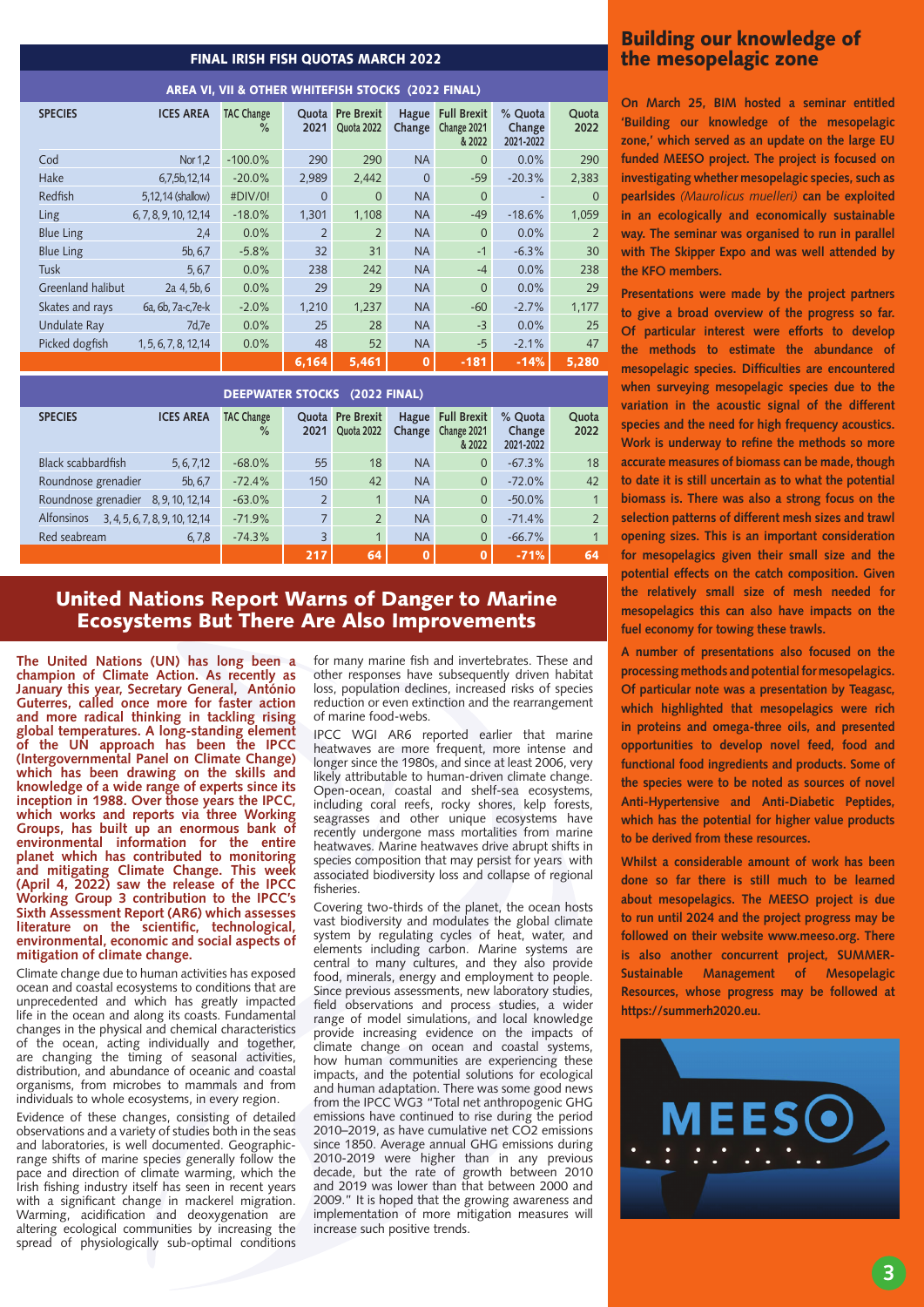## FINAL IRISH FISH QUOTAS MARCH 2022

### AREA VI, VII & OTHER WHITEFISH STOCKS (2022 FINAL)

| SPECIES | ICES AREA | TAC Change % | Quota 2021 | Pre Brexit Quota 2022 | Hague Change | Full Brexit Change 2021 & 2022 | % Quota Change 2021-2022 | Quota 2022 |
|---|---|---|---|---|---|---|---|---|
| Cod | Nor 1,2 | -100.0% | 290 | 290 | NA | 0 | 0.0% | 290 |
| Hake | 6,7,5b,12,14 | -20.0% | 2,989 | 2,442 | 0 | -59 | -20.3% | 2,383 |
| Redfish | 5,12,14 (shallow) | #DIV/0! | 0 | 0 | NA | 0 | - | 0 |
| Ling | 6, 7, 8, 9, 10, 12,14 | -18.0% | 1,301 | 1,108 | NA | -49 | -18.6% | 1,059 |
| Blue Ling | 2,4 | 0.0% | 2 | 2 | NA | 0 | 0.0% | 2 |
| Blue Ling | 5b, 6,7 | -5.8% | 32 | 31 | NA | -1 | -6.3% | 30 |
| Tusk | 5,6,7 | 0.0% | 238 | 242 | NA | -4 | 0.0% | 238 |
| Greenland halibut | 2a 4, 5b, 6 | 0.0% | 29 | 29 | NA | 0 | 0.0% | 29 |
| Skates and rays | 6a, 6b, 7a-c,7e-k | -2.0% | 1,210 | 1,237 | NA | -60 | -2.7% | 1,177 |
| Undulate Ray | 7d,7e | 0.0% | 25 | 28 | NA | -3 | 0.0% | 25 |
| Picked dogfish | 1, 5, 6, 7, 8, 12,14 | 0.0% | 48 | 52 | NA | -5 | -2.1% | 47 |
| | | | 6,164 | 5,461 | 0 | -181 | -14% | 5,280 |

### DEEPWATER STOCKS (2022 FINAL)

| SPECIES | ICES AREA | TAC Change % | Quota 2021 | Pre Brexit Quota 2022 | Hague Change | Full Brexit Change 2021 & 2022 | % Quota Change 2021-2022 | Quota 2022 |
|---|---|---|---|---|---|---|---|---|
| Black scabbardfish | 5, 6, 7,12 | -68.0% | 55 | 18 | NA | 0 | -67.3% | 18 |
| Roundnose grenadier | 5b, 6,7 | -72.4% | 150 | 42 | NA | 0 | -72.0% | 42 |
| Roundnose grenadier | 8, 9, 10, 12,14 | -63.0% | 2 | 1 | NA | 0 | -50.0% | 1 |
| Alfonsinos | 3, 4, 5, 6, 7, 8, 9, 10, 12,14 | -71.9% | 7 | 2 | NA | 0 | -71.4% | 2 |
| Red seabream | 6,7,8 | -74.3% | 3 | 1 | NA | 0 | -66.7% | 1 |
| | | | 217 | 64 | 0 | 0 | -71% | 64 |

## United Nations Report Warns of Danger to Marine Ecosystems But There Are Also Improvements

**The United Nations (UN) has long been a champion of Climate Action. As recently as January this year, Secretary General, António Guterres, called once more for faster action and more radical thinking in tackling rising global temperatures. A long-standing element of the UN approach has been the IPCC (Intergovernmental Panel on Climate Change) which has been drawing on the skills and knowledge of a wide range of experts since its inception in 1988. Over those years the IPCC, which works and reports via three Working Groups, has built up an enormous bank of environmental information for the entire planet which has contributed to monitoring and mitigating Climate Change. This week (April 4, 2022) saw the release of the IPCC Working Group 3 contribution to the IPCC's Sixth Assessment Report (AR6) which assesses literature on the scientific, technological, environmental, economic and social aspects of mitigation of climate change.**

Climate change due to human activities has exposed ocean and coastal ecosystems to conditions that are unprecedented and which has greatly impacted life in the ocean and along its coasts. Fundamental changes in the physical and chemical characteristics of the ocean, acting individually and together, are changing the timing of seasonal activities, distribution, and abundance of oceanic and coastal organisms, from microbes to mammals and from individuals to whole ecosystems, in every region.

Evidence of these changes, consisting of detailed observations and a variety of studies both in the seas and laboratories, is well documented. Geographic-range shifts of marine species generally follow the pace and direction of climate warming, which the Irish fishing industry itself has seen in recent years with a significant change in mackerel migration. Warming, acidification and deoxygenation are altering ecological communities by increasing the spread of physiologically sub-optimal conditions for many marine fish and invertebrates. These and other responses have subsequently driven habitat loss, population declines, increased risks of species reduction or even extinction and the rearrangement of marine food-webs.

IPCC WGI AR6 reported earlier that marine heatwaves are more frequent, more intense and longer since the 1980s, and since at least 2006, very likely attributable to human-driven climate change. Open-ocean, coastal and shelf-sea ecosystems, including coral reefs, rocky shores, kelp forests, seagrasses and other unique ecosystems have recently undergone mass mortalities from marine heatwaves. Marine heatwaves drive abrupt shifts in species composition that may persist for years with associated biodiversity loss and collapse of regional fisheries.

Covering two-thirds of the planet, the ocean hosts vast biodiversity and modulates the global climate system by regulating cycles of heat, water, and elements including carbon. Marine systems are central to many cultures, and they also provide food, minerals, energy and employment to people. Since previous assessments, new laboratory studies, field observations and process studies, a wider range of model simulations, and local knowledge provide increasing evidence on the impacts of climate change on ocean and coastal systems, how human communities are experiencing these impacts, and the potential solutions for ecological and human adaptation. There was some good news from the IPCC WG3 "Total net anthropogenic GHG emissions have continued to rise during the period 2010–2019, as have cumulative net $CO_2$ emissions since 1850. Average annual GHG emissions during 2010-2019 were higher than in any previous decade, but the rate of growth between 2010 and 2019 was lower than that between 2000 and 2009." It is hoped that the growing awareness and implementation of more mitigation measures will increase such positive trends.

## Building our knowledge of the mesopelagic zone

**On March 25, BIM hosted a seminar entitled 'Building our knowledge of the mesopelagic zone,' which served as an update on the large EU funded MEESO project. The project is focused on investigating whether mesopelagic species, such as pearlsides *(Maurolicus muelleri)* can be exploited in an ecologically and economically sustainable way. The seminar was organised to run in parallel with The Skipper Expo and was well attended by the KFO members.**

**Presentations were made by the project partners to give a broad overview of the progress so far. Of particular interest were efforts to develop the methods to estimate the abundance of mesopelagic species. Difficulties are encountered when surveying mesopelagic species due to the variation in the acoustic signal of the different species and the need for high frequency acoustics. Work is underway to refine the methods so more accurate measures of biomass can be made, though to date it is still uncertain as to what the potential biomass is. There was also a strong focus on the selection patterns of different mesh sizes and trawl opening sizes. This is an important consideration for mesopelagics given their small size and the potential effects on the catch composition. Given the relatively small size of mesh needed for mesopelagics this can also have impacts on the fuel economy for towing these trawls.**

**A number of presentations also focused on the processing methods and potential for mesopelagics. Of particular note was a presentation by Teagasc, which highlighted that mesopelagics were rich in proteins and omega-three oils, and presented opportunities to develop novel feed, food and functional food ingredients and products. Some of the species were to be noted as sources of novel Anti-Hypertensive and Anti-Diabetic Peptides, which has the potential for higher value products to be derived from these resources.**

**Whilst a considerable amount of work has been done so far there is still much to be learned about mesopelagics. The MEESO project is due to run until 2024 and the project progress may be followed on their website www.meeso.org. There is also another concurrent project, SUMMER-Sustainable Management of Mesopelagic Resources, whose progress may be followed at https://summerh2020.eu.**

MEESO